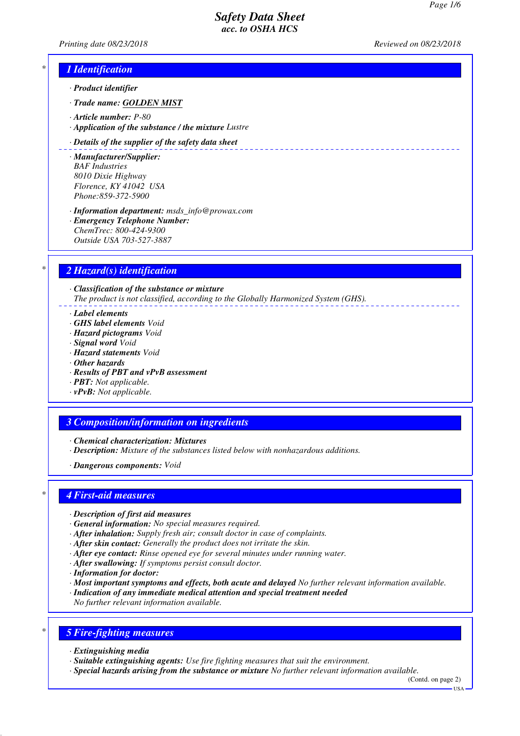# Safety Data Sheet
## acc. to OSHA HCS

*Printing date 08/23/2018* *Reviewed on 08/23/2018*

## 1 Identification

· **Product identifier**

· **Trade name:** **GOLDEN MIST**

· **Article number:** P-80
· **Application of the substance / the mixture** Lustre

· **Details of the supplier of the safety data sheet**

· **Manufacturer/Supplier:**
BAF Industries
8010 Dixie Highway
Florence, KY 41042 USA
Phone:859-372-5900

· **Information department:** msds_info@prowax.com
· **Emergency Telephone Number:**
ChemTrec: 800-424-9300
Outside USA 703-527-3887

## 2 Hazard(s) identification

· **Classification of the substance or mixture**
The product is not classified, according to the Globally Harmonized System (GHS).

· **Label elements**
· **GHS label elements** Void
· **Hazard pictograms** Void
· **Signal word** Void
· **Hazard statements** Void
· **Other hazards**
· **Results of PBT and vPvB assessment**
· **PBT:** Not applicable.
· **vPvB:** Not applicable.

## 3 Composition/information on ingredients

· **Chemical characterization: Mixtures**
· **Description:** Mixture of the substances listed below with nonhazardous additions.

· **Dangerous components:** Void

## 4 First-aid measures

· **Description of first aid measures**
· **General information:** No special measures required.
· **After inhalation:** Supply fresh air; consult doctor in case of complaints.
· **After skin contact:** Generally the product does not irritate the skin.
· **After eye contact:** Rinse opened eye for several minutes under running water.
· **After swallowing:** If symptoms persist consult doctor.
· **Information for doctor:**
· **Most important symptoms and effects, both acute and delayed** No further relevant information available.
· **Indication of any immediate medical attention and special treatment needed**
No further relevant information available.

## 5 Fire-fighting measures

· **Extinguishing media**
· **Suitable extinguishing agents:** Use fire fighting measures that suit the environment.
· **Special hazards arising from the substance or mixture** No further relevant information available.

(Contd. on page 2)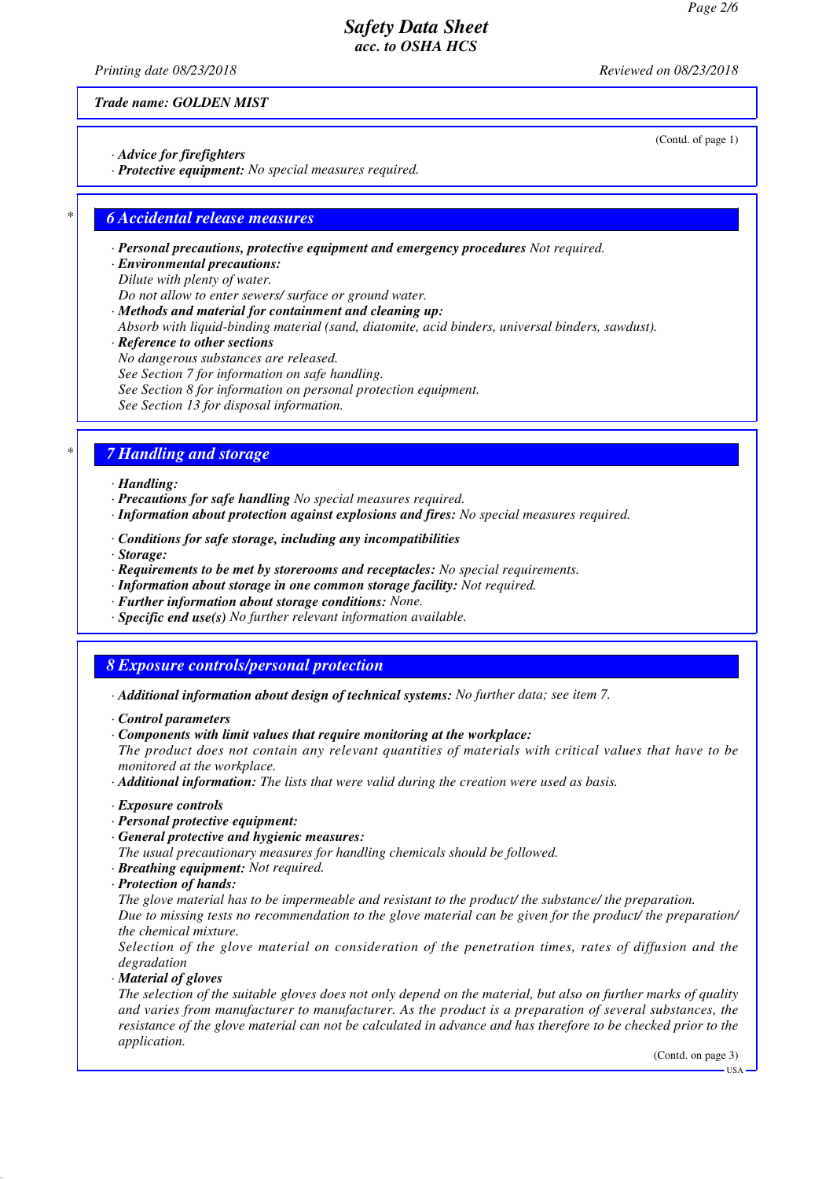(Contd. of page 1)

· *Advice for firefighters*
· ***Protective equipment:*** *No special measures required.*

## 6 Accidental release measures

· ***Personal precautions, protective equipment and emergency procedures*** *Not required.*
· ***Environmental precautions:***
*Dilute with plenty of water.*
*Do not allow to enter sewers/ surface or ground water.*
· ***Methods and material for containment and cleaning up:***
*Absorb with liquid-binding material (sand, diatomite, acid binders, universal binders, sawdust).*
· ***Reference to other sections***
*No dangerous substances are released.*
*See Section 7 for information on safe handling.*
*See Section 8 for information on personal protection equipment.*
*See Section 13 for disposal information.*

## 7 Handling and storage

· ***Handling:***
· ***Precautions for safe handling*** *No special measures required.*
· ***Information about protection against explosions and fires:*** *No special measures required.*

· ***Conditions for safe storage, including any incompatibilities***
· ***Storage:***
· ***Requirements to be met by storerooms and receptacles:*** *No special requirements.*
· ***Information about storage in one common storage facility:*** *Not required.*
· ***Further information about storage conditions:*** *None.*
· ***Specific end use(s)*** *No further relevant information available.*

## 8 Exposure controls/personal protection

· ***Additional information about design of technical systems:*** *No further data; see item 7.*

· ***Control parameters***
· ***Components with limit values that require monitoring at the workplace:***
*The product does not contain any relevant quantities of materials with critical values that have to be monitored at the workplace.*
· ***Additional information:*** *The lists that were valid during the creation were used as basis.*

· ***Exposure controls***
· ***Personal protective equipment:***
· ***General protective and hygienic measures:***
*The usual precautionary measures for handling chemicals should be followed.*
· ***Breathing equipment:*** *Not required.*
· ***Protection of hands:***
*The glove material has to be impermeable and resistant to the product/ the substance/ the preparation.*
*Due to missing tests no recommendation to the glove material can be given for the product/ the preparation/ the chemical mixture.*
*Selection of the glove material on consideration of the penetration times, rates of diffusion and the degradation*
· ***Material of gloves***
*The selection of the suitable gloves does not only depend on the material, but also on further marks of quality and varies from manufacturer to manufacturer. As the product is a preparation of several substances, the resistance of the glove material can not be calculated in advance and has therefore to be checked prior to the application.*

(Contd. on page 3)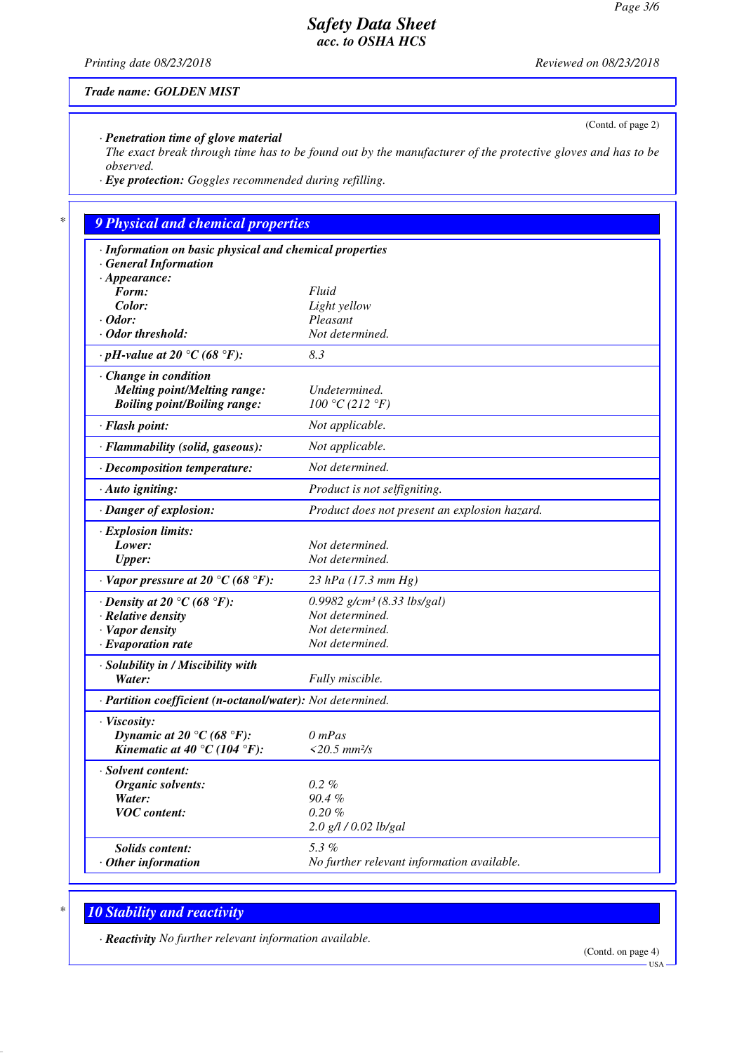(Contd. of page 2)

· **Penetration time of glove material**
The exact break through time has to be found out by the manufacturer of the protective gloves and has to be observed.
· **Eye protection:** Goggles recommended during refilling.

## 9 Physical and chemical properties

| Property | Value |
|---|---|
| · **Information on basic physical and chemical properties** | |
| · **General Information** | |
| · **Appearance:** | |
| **Form:** | Fluid |
| **Color:** | Light yellow |
| · **Odor:** | Pleasant |
| · **Odor threshold:** | Not determined. |
| · **pH-value at 20 °C (68 °F):** | 8.3 |
| · **Change in condition** | |
| **Melting point/Melting range:** | Undetermined. |
| **Boiling point/Boiling range:** | 100 °C (212 °F) |
| · **Flash point:** | Not applicable. |
| · **Flammability (solid, gaseous):** | Not applicable. |
| · **Decomposition temperature:** | Not determined. |
| · **Auto igniting:** | Product is not selfigniting. |
| · **Danger of explosion:** | Product does not present an explosion hazard. |
| · **Explosion limits:** | |
| **Lower:** | Not determined. |
| **Upper:** | Not determined. |
| · **Vapor pressure at 20 °C (68 °F):** | 23 hPa (17.3 mm Hg) |
| · **Density at 20 °C (68 °F):** | 0.9982 g/cm³ (8.33 lbs/gal) |
| · **Relative density** | Not determined. |
| · **Vapor density** | Not determined. |
| · **Evaporation rate** | Not determined. |
| · **Solubility in / Miscibility with** | |
| **Water:** | Fully miscible. |
| · **Partition coefficient (n-octanol/water):** | Not determined. |
| · **Viscosity:** | |
| **Dynamic at 20 °C (68 °F):** | 0 mPas |
| **Kinematic at 40 °C (104 °F):** | <20.5 mm²/s |
| · **Solvent content:** | |
| **Organic solvents:** | 0.2 % |
| **Water:** | 90.4 % |
| **VOC content:** | 0.20 % |
| | 2.0 g/l / 0.02 lb/gal |
| **Solids content:** | 5.3 % |
| · **Other information** | No further relevant information available. |

## 10 Stability and reactivity

· **Reactivity** No further relevant information available.

(Contd. on page 4)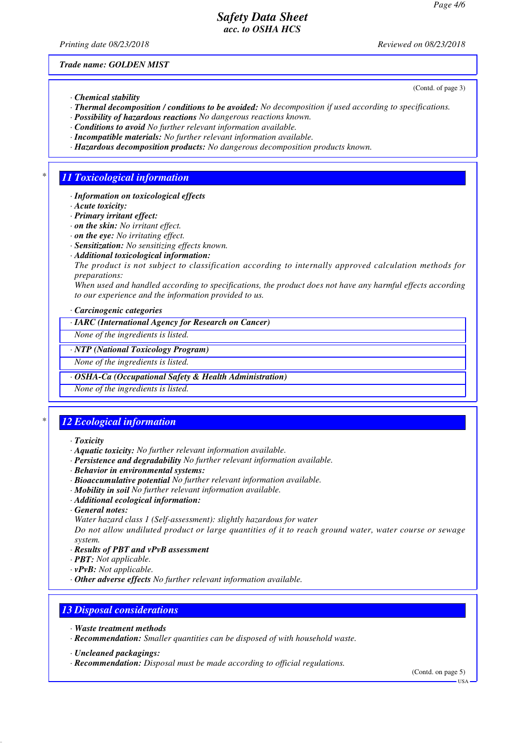Trade name: GOLDEN MIST

(Contd. of page 3)

· **Chemical stability**
· **Thermal decomposition / conditions to be avoided:** No decomposition if used according to specifications.
· **Possibility of hazardous reactions** No dangerous reactions known.
· **Conditions to avoid** No further relevant information available.
· **Incompatible materials:** No further relevant information available.
· **Hazardous decomposition products:** No dangerous decomposition products known.

## 11 Toxicological information

· **Information on toxicological effects**
· **Acute toxicity:**
· **Primary irritant effect:**
· **on the skin:** No irritant effect.
· **on the eye:** No irritating effect.
· **Sensitization:** No sensitizing effects known.
· **Additional toxicological information:**
The product is not subject to classification according to internally approved calculation methods for preparations:
When used and handled according to specifications, the product does not have any harmful effects according to our experience and the information provided to us.

· **Carcinogenic categories**

| · IARC (International Agency for Research on Cancer) |
|---|
| None of the ingredients is listed. |

| · NTP (National Toxicology Program) |
|---|
| None of the ingredients is listed. |

| · OSHA-Ca (Occupational Safety & Health Administration) |
|---|
| None of the ingredients is listed. |

## 12 Ecological information

· **Toxicity**
· **Aquatic toxicity:** No further relevant information available.
· **Persistence and degradability** No further relevant information available.
· **Behavior in environmental systems:**
· **Bioaccumulative potential** No further relevant information available.
· **Mobility in soil** No further relevant information available.
· **Additional ecological information:**
· **General notes:**
Water hazard class 1 (Self-assessment): slightly hazardous for water
Do not allow undiluted product or large quantities of it to reach ground water, water course or sewage system.
· **Results of PBT and vPvB assessment**
· **PBT:** Not applicable.
· **vPvB:** Not applicable.
· **Other adverse effects** No further relevant information available.

## 13 Disposal considerations

· **Waste treatment methods**
· **Recommendation:** Smaller quantities can be disposed of with household waste.

· **Uncleaned packagings:**
· **Recommendation:** Disposal must be made according to official regulations.

(Contd. on page 5)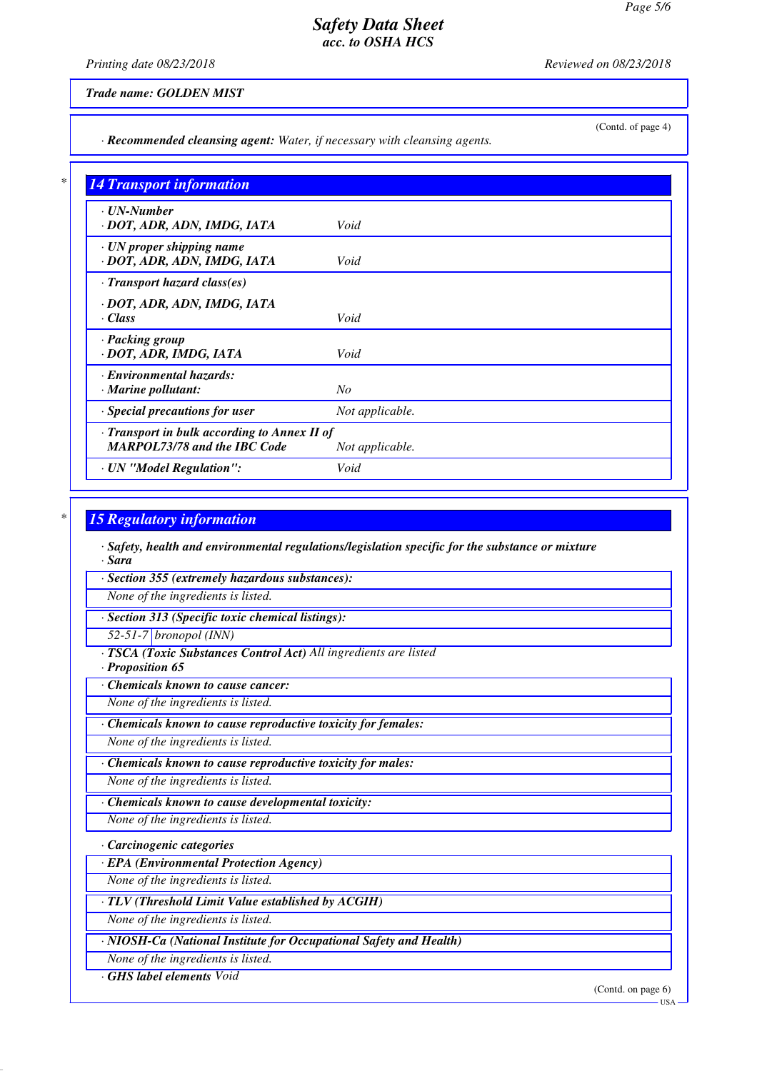**Trade name: GOLDEN MIST**

(Contd. of page 4)

· **Recommended cleansing agent:** *Water, if necessary with cleansing agents.*

## 14 Transport information

| | |
|---|---|
| · **UN-Number**<br>· **DOT, ADR, ADN, IMDG, IATA** | *Void* |
| · **UN proper shipping name**<br>· **DOT, ADR, ADN, IMDG, IATA** | *Void* |
| · **Transport hazard class(es)** | |
| · **DOT, ADR, ADN, IMDG, IATA**<br>· **Class** | *Void* |
| · **Packing group**<br>· **DOT, ADR, IMDG, IATA** | *Void* |
| · **Environmental hazards:**<br>· **Marine pollutant:** | *No* |
| · **Special precautions for user** | *Not applicable.* |
| · **Transport in bulk according to Annex II of MARPOL73/78 and the IBC Code** | *Not applicable.* |
| · **UN "Model Regulation":** | *Void* |

## 15 Regulatory information

· **Safety, health and environmental regulations/legislation specific for the substance or mixture**
· **Sara**

· **Section 355 (extremely hazardous substances):**
*None of the ingredients is listed.*

· **Section 313 (Specific toxic chemical listings):**

| | |
|---|---|
| 52-51-7 | bronopol (INN) |

· **TSCA (Toxic Substances Control Act)** *All ingredients are listed*
· **Proposition 65**

· **Chemicals known to cause cancer:**
*None of the ingredients is listed.*

· **Chemicals known to cause reproductive toxicity for females:**
*None of the ingredients is listed.*

· **Chemicals known to cause reproductive toxicity for males:**
*None of the ingredients is listed.*

· **Chemicals known to cause developmental toxicity:**
*None of the ingredients is listed.*

· **Carcinogenic categories**

· **EPA (Environmental Protection Agency)**
*None of the ingredients is listed.*

· **TLV (Threshold Limit Value established by ACGIH)**
*None of the ingredients is listed.*

· **NIOSH-Ca (National Institute for Occupational Safety and Health)**
*None of the ingredients is listed.*

· **GHS label elements** *Void*

(Contd. on page 6)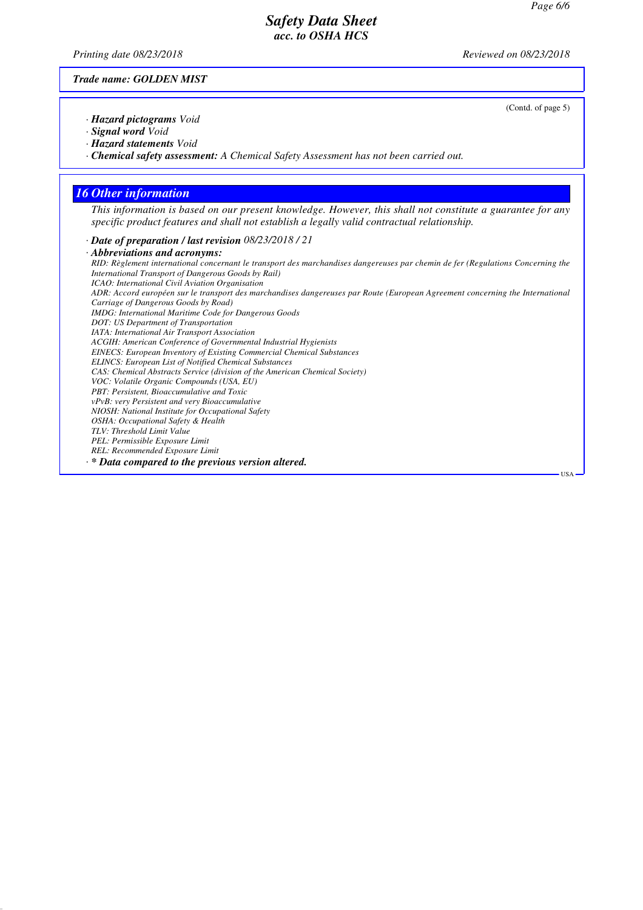**Trade name: GOLDEN MIST**

(Contd. of page 5)

· ***Hazard pictograms*** *Void*
· ***Signal word*** *Void*
· ***Hazard statements*** *Void*
· ***Chemical safety assessment:*** *A Chemical Safety Assessment has not been carried out.*

## 16 Other information

*This information is based on our present knowledge. However, this shall not constitute a guarantee for any specific product features and shall not establish a legally valid contractual relationship.*

· ***Date of preparation / last revision*** *08/23/2018 / 21*
· ***Abbreviations and acronyms:***
*RID: Règlement international concernant le transport des marchandises dangereuses par chemin de fer (Regulations Concerning the International Transport of Dangerous Goods by Rail)*
*ICAO: International Civil Aviation Organisation*
*ADR: Accord européen sur le transport des marchandises dangereuses par Route (European Agreement concerning the International Carriage of Dangerous Goods by Road)*
*IMDG: International Maritime Code for Dangerous Goods*
*DOT: US Department of Transportation*
*IATA: International Air Transport Association*
*ACGIH: American Conference of Governmental Industrial Hygienists*
*EINECS: European Inventory of Existing Commercial Chemical Substances*
*ELINCS: European List of Notified Chemical Substances*
*CAS: Chemical Abstracts Service (division of the American Chemical Society)*
*VOC: Volatile Organic Compounds (USA, EU)*
*PBT: Persistent, Bioaccumulative and Toxic*
*vPvB: very Persistent and very Bioaccumulative*
*NIOSH: National Institute for Occupational Safety*
*OSHA: Occupational Safety & Health*
*TLV: Threshold Limit Value*
*PEL: Permissible Exposure Limit*
*REL: Recommended Exposure Limit*
· ***\* Data compared to the previous version altered.***

USA